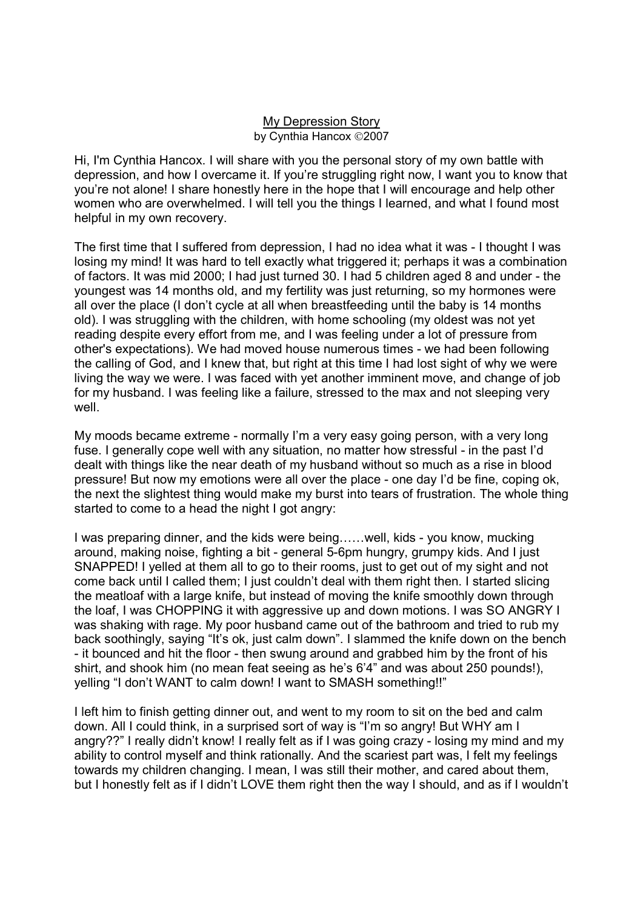<u>My Depression Story</u>

by Cynthia Hancox ©2007

Hi, I'm Cynthia Hancox. I will share with you the personal story of my own battle with depression, and how I overcame it. If you're struggling right now, I want you to know that you're not alone! I share honestly here in the hope that I will encourage and help other women who are overwhelmed. I will tell you the things I learned, and what I found most helpful in my own recovery.

The first time that I suffered from depression, I had no idea what it was - I thought I was losing my mind! It was hard to tell exactly what triggered it; perhaps it was a combination of factors. It was mid 2000; I had just turned 30. I had 5 children aged 8 and under - the youngest was 14 months old, and my fertility was just returning, so my hormones were all over the place (I don't cycle at all when breastfeeding until the baby is 14 months old). I was struggling with the children, with home schooling (my oldest was not yet reading despite every effort from me, and I was feeling under a lot of pressure from other's expectations). We had moved house numerous times - we had been following the calling of God, and I knew that, but right at this time I had lost sight of why we were living the way we were. I was faced with yet another imminent move, and change of job for my husband. I was feeling like a failure, stressed to the max and not sleeping very well.

My moods became extreme - normally I'm a very easy going person, with a very long fuse. I generally cope well with any situation, no matter how stressful - in the past I'd dealt with things like the near death of my husband without so much as a rise in blood pressure! But now my emotions were all over the place - one day I'd be fine, coping ok, the next the slightest thing would make my burst into tears of frustration. The whole thing started to come to a head the night I got angry:

I was preparing dinner, and the kids were being……well, kids - you know, mucking around, making noise, fighting a bit - general 5-6pm hungry, grumpy kids. And I just SNAPPED! I yelled at them all to go to their rooms, just to get out of my sight and not come back until I called them; I just couldn't deal with them right then. I started slicing the meatloaf with a large knife, but instead of moving the knife smoothly down through the loaf, I was CHOPPING it with aggressive up and down motions. I was SO ANGRY I was shaking with rage. My poor husband came out of the bathroom and tried to rub my back soothingly, saying "It's ok, just calm down". I slammed the knife down on the bench - it bounced and hit the floor - then swung around and grabbed him by the front of his shirt, and shook him (no mean feat seeing as he's 6'4" and was about 250 pounds!), yelling "I don't WANT to calm down! I want to SMASH something!!"

I left him to finish getting dinner out, and went to my room to sit on the bed and calm down. All I could think, in a surprised sort of way is "I'm so angry! But WHY am I angry??" I really didn't know! I really felt as if I was going crazy - losing my mind and my ability to control myself and think rationally. And the scariest part was, I felt my feelings towards my children changing. I mean, I was still their mother, and cared about them, but I honestly felt as if I didn't LOVE them right then the way I should, and as if I wouldn't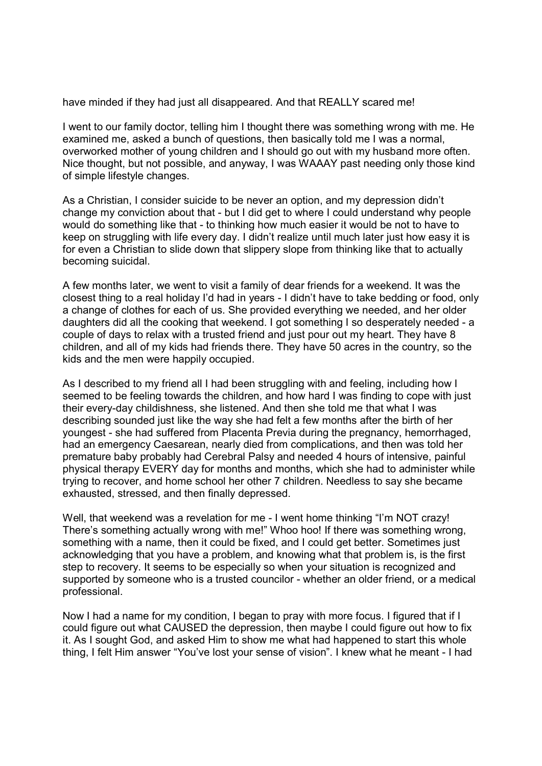have minded if they had just all disappeared. And that REALLY scared me!

I went to our family doctor, telling him I thought there was something wrong with me. He examined me, asked a bunch of questions, then basically told me I was a normal, overworked mother of young children and I should go out with my husband more often. Nice thought, but not possible, and anyway, I was WAAAY past needing only those kind of simple lifestyle changes.

As a Christian, I consider suicide to be never an option, and my depression didn't change my conviction about that - but I did get to where I could understand why people would do something like that - to thinking how much easier it would be not to have to keep on struggling with life every day. I didn't realize until much later just how easy it is for even a Christian to slide down that slippery slope from thinking like that to actually becoming suicidal.

A few months later, we went to visit a family of dear friends for a weekend. It was the closest thing to a real holiday I'd had in years - I didn't have to take bedding or food, only a change of clothes for each of us. She provided everything we needed, and her older daughters did all the cooking that weekend. I got something I so desperately needed - a couple of days to relax with a trusted friend and just pour out my heart. They have 8 children, and all of my kids had friends there. They have 50 acres in the country, so the kids and the men were happily occupied.

As I described to my friend all I had been struggling with and feeling, including how I seemed to be feeling towards the children, and how hard I was finding to cope with just their every-day childishness, she listened. And then she told me that what I was describing sounded just like the way she had felt a few months after the birth of her youngest - she had suffered from Placenta Previa during the pregnancy, hemorrhaged, had an emergency Caesarean, nearly died from complications, and then was told her premature baby probably had Cerebral Palsy and needed 4 hours of intensive, painful physical therapy EVERY day for months and months, which she had to administer while trying to recover, and home school her other 7 children. Needless to say she became exhausted, stressed, and then finally depressed.

Well, that weekend was a revelation for me - I went home thinking "I'm NOT crazy! There's something actually wrong with me!" Whoo hoo! If there was something wrong, something with a name, then it could be fixed, and I could get better. Sometimes just acknowledging that you have a problem, and knowing what that problem is, is the first step to recovery. It seems to be especially so when your situation is recognized and supported by someone who is a trusted councilor - whether an older friend, or a medical professional.

Now I had a name for my condition, I began to pray with more focus. I figured that if I could figure out what CAUSED the depression, then maybe I could figure out how to fix it. As I sought God, and asked Him to show me what had happened to start this whole thing, I felt Him answer "You've lost your sense of vision". I knew what he meant - I had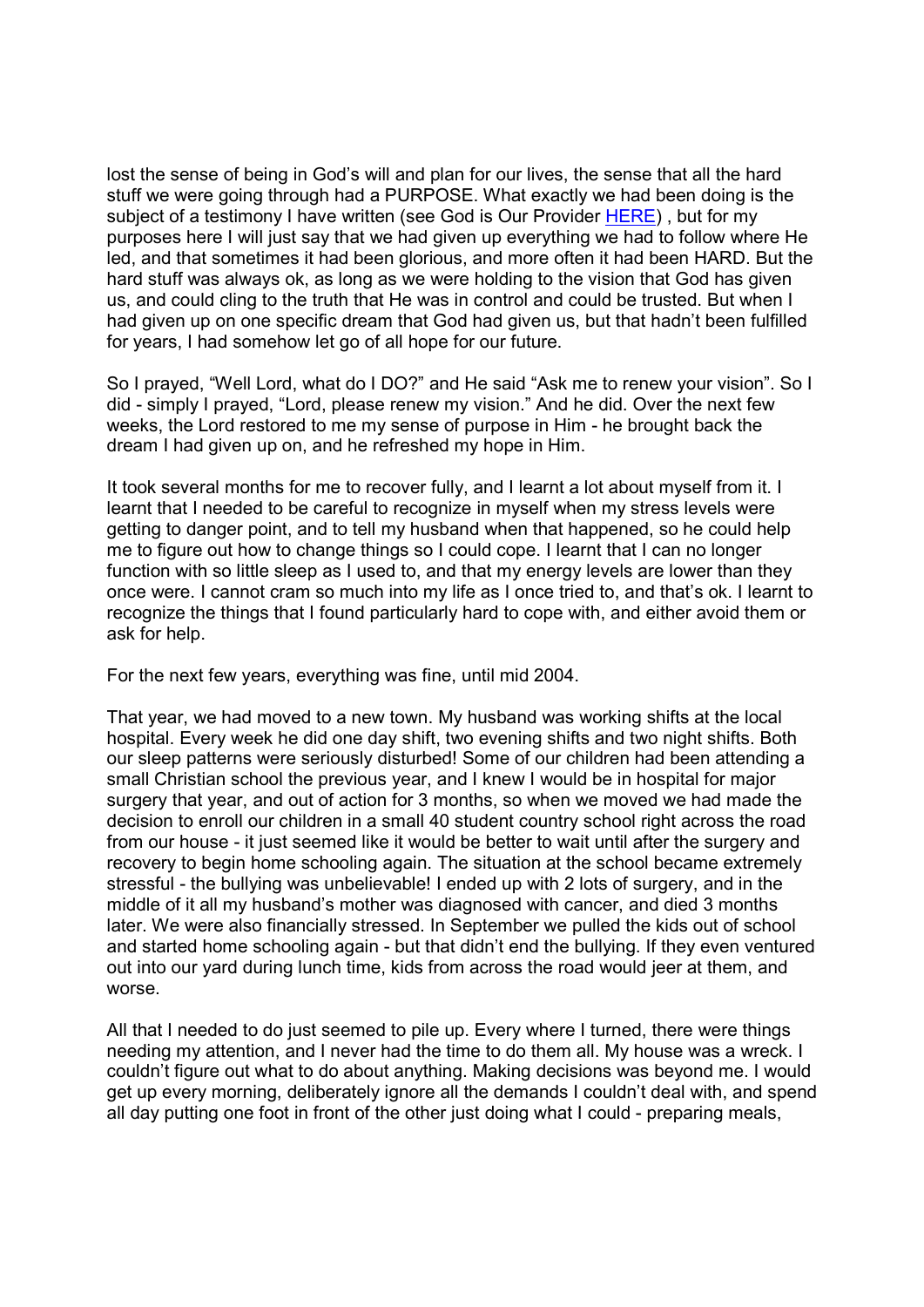lost the sense of being in God's will and plan for our lives, the sense that all the hard stuff we were going through had a PURPOSE. What exactly we had been doing is the subject of a testimony I have written (see God is Our Provider HERE) , but for my purposes here I will just say that we had given up everything we had to follow where He led, and that sometimes it had been glorious, and more often it had been HARD. But the hard stuff was always ok, as long as we were holding to the vision that God has given us, and could cling to the truth that He was in control and could be trusted. But when I had given up on one specific dream that God had given us, but that hadn't been fulfilled for years, I had somehow let go of all hope for our future.

So I prayed, "Well Lord, what do I DO?" and He said "Ask me to renew your vision". So I did - simply I prayed, "Lord, please renew my vision." And he did. Over the next few weeks, the Lord restored to me my sense of purpose in Him - he brought back the dream I had given up on, and he refreshed my hope in Him.

It took several months for me to recover fully, and I learnt a lot about myself from it. I learnt that I needed to be careful to recognize in myself when my stress levels were getting to danger point, and to tell my husband when that happened, so he could help me to figure out how to change things so I could cope. I learnt that I can no longer function with so little sleep as I used to, and that my energy levels are lower than they once were. I cannot cram so much into my life as I once tried to, and that's ok. I learnt to recognize the things that I found particularly hard to cope with, and either avoid them or ask for help.

For the next few years, everything was fine, until mid 2004.

That year, we had moved to a new town. My husband was working shifts at the local hospital. Every week he did one day shift, two evening shifts and two night shifts. Both our sleep patterns were seriously disturbed! Some of our children had been attending a small Christian school the previous year, and I knew I would be in hospital for major surgery that year, and out of action for 3 months, so when we moved we had made the decision to enroll our children in a small 40 student country school right across the road from our house - it just seemed like it would be better to wait until after the surgery and recovery to begin home schooling again. The situation at the school became extremely stressful - the bullying was unbelievable! I ended up with 2 lots of surgery, and in the middle of it all my husband's mother was diagnosed with cancer, and died 3 months later. We were also financially stressed. In September we pulled the kids out of school and started home schooling again - but that didn't end the bullying. If they even ventured out into our yard during lunch time, kids from across the road would jeer at them, and worse.

All that I needed to do just seemed to pile up. Every where I turned, there were things needing my attention, and I never had the time to do them all. My house was a wreck. I couldn't figure out what to do about anything. Making decisions was beyond me. I would get up every morning, deliberately ignore all the demands I couldn't deal with, and spend all day putting one foot in front of the other just doing what I could - preparing meals,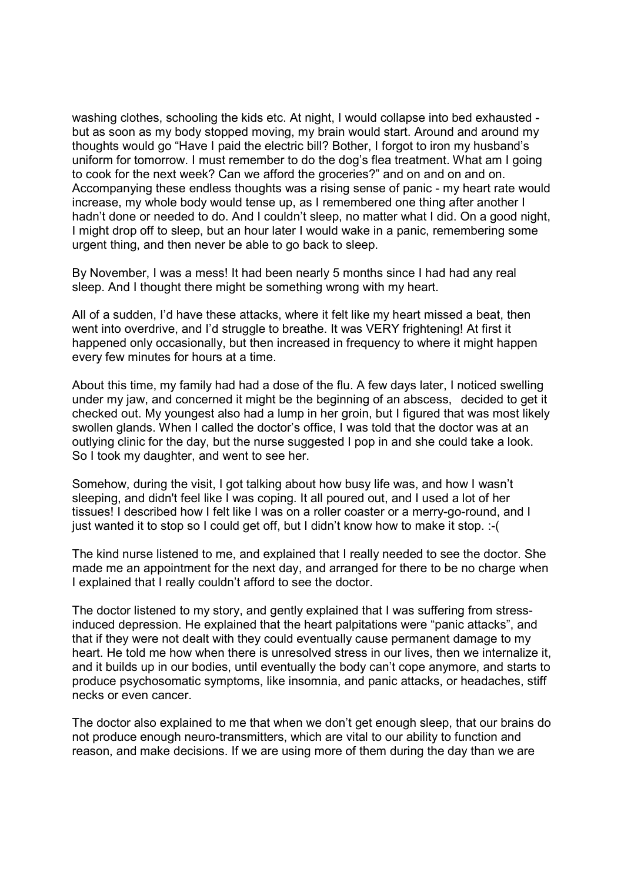washing clothes, schooling the kids etc. At night, I would collapse into bed exhausted - but as soon as my body stopped moving, my brain would start. Around and around my thoughts would go "Have I paid the electric bill? Bother, I forgot to iron my husband's uniform for tomorrow. I must remember to do the dog's flea treatment. What am I going to cook for the next week? Can we afford the groceries?" and on and on and on. Accompanying these endless thoughts was a rising sense of panic - my heart rate would increase, my whole body would tense up, as I remembered one thing after another I hadn't done or needed to do. And I couldn't sleep, no matter what I did. On a good night, I might drop off to sleep, but an hour later I would wake in a panic, remembering some urgent thing, and then never be able to go back to sleep.

By November, I was a mess! It had been nearly 5 months since I had had any real sleep. And I thought there might be something wrong with my heart.

All of a sudden, I'd have these attacks, where it felt like my heart missed a beat, then went into overdrive, and I'd struggle to breathe. It was VERY frightening! At first it happened only occasionally, but then increased in frequency to where it might happen every few minutes for hours at a time.

About this time, my family had had a dose of the flu. A few days later, I noticed swelling under my jaw, and concerned it might be the beginning of an abscess, decided to get it checked out. My youngest also had a lump in her groin, but I figured that was most likely swollen glands. When I called the doctor's office, I was told that the doctor was at an outlying clinic for the day, but the nurse suggested I pop in and she could take a look. So I took my daughter, and went to see her.

Somehow, during the visit, I got talking about how busy life was, and how I wasn't sleeping, and didn't feel like I was coping. It all poured out, and I used a lot of her tissues! I described how I felt like I was on a roller coaster or a merry-go-round, and I just wanted it to stop so I could get off, but I didn't know how to make it stop. :-(

The kind nurse listened to me, and explained that I really needed to see the doctor. She made me an appointment for the next day, and arranged for there to be no charge when I explained that I really couldn't afford to see the doctor.

The doctor listened to my story, and gently explained that I was suffering from stress-induced depression. He explained that the heart palpitations were "panic attacks", and that if they were not dealt with they could eventually cause permanent damage to my heart. He told me how when there is unresolved stress in our lives, then we internalize it, and it builds up in our bodies, until eventually the body can't cope anymore, and starts to produce psychosomatic symptoms, like insomnia, and panic attacks, or headaches, stiff necks or even cancer.

The doctor also explained to me that when we don't get enough sleep, that our brains do not produce enough neuro-transmitters, which are vital to our ability to function and reason, and make decisions. If we are using more of them during the day than we are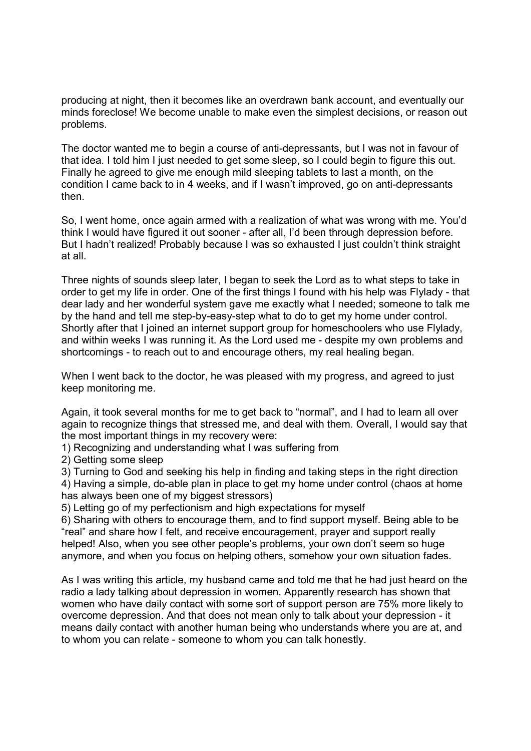producing at night, then it becomes like an overdrawn bank account, and eventually our minds foreclose! We become unable to make even the simplest decisions, or reason out problems.

The doctor wanted me to begin a course of anti-depressants, but I was not in favour of that idea. I told him I just needed to get some sleep, so I could begin to figure this out. Finally he agreed to give me enough mild sleeping tablets to last a month, on the condition I came back to in 4 weeks, and if I wasn't improved, go on anti-depressants then.

So, I went home, once again armed with a realization of what was wrong with me. You'd think I would have figured it out sooner - after all, I'd been through depression before. But I hadn't realized! Probably because I was so exhausted I just couldn't think straight at all.

Three nights of sounds sleep later, I began to seek the Lord as to what steps to take in order to get my life in order. One of the first things I found with his help was Flylady - that dear lady and her wonderful system gave me exactly what I needed; someone to talk me by the hand and tell me step-by-easy-step what to do to get my home under control. Shortly after that I joined an internet support group for homeschoolers who use Flylady, and within weeks I was running it. As the Lord used me - despite my own problems and shortcomings - to reach out to and encourage others, my real healing began.

When I went back to the doctor, he was pleased with my progress, and agreed to just keep monitoring me.

Again, it took several months for me to get back to "normal", and I had to learn all over again to recognize things that stressed me, and deal with them. Overall, I would say that the most important things in my recovery were:

1) Recognizing and understanding what I was suffering from
2) Getting some sleep
3) Turning to God and seeking his help in finding and taking steps in the right direction
4) Having a simple, do-able plan in place to get my home under control (chaos at home has always been one of my biggest stressors)
5) Letting go of my perfectionism and high expectations for myself
6) Sharing with others to encourage them, and to find support myself. Being able to be "real" and share how I felt, and receive encouragement, prayer and support really helped! Also, when you see other people's problems, your own don't seem so huge anymore, and when you focus on helping others, somehow your own situation fades.

As I was writing this article, my husband came and told me that he had just heard on the radio a lady talking about depression in women. Apparently research has shown that women who have daily contact with some sort of support person are 75% more likely to overcome depression. And that does not mean only to talk about your depression - it means daily contact with another human being who understands where you are at, and to whom you can relate - someone to whom you can talk honestly.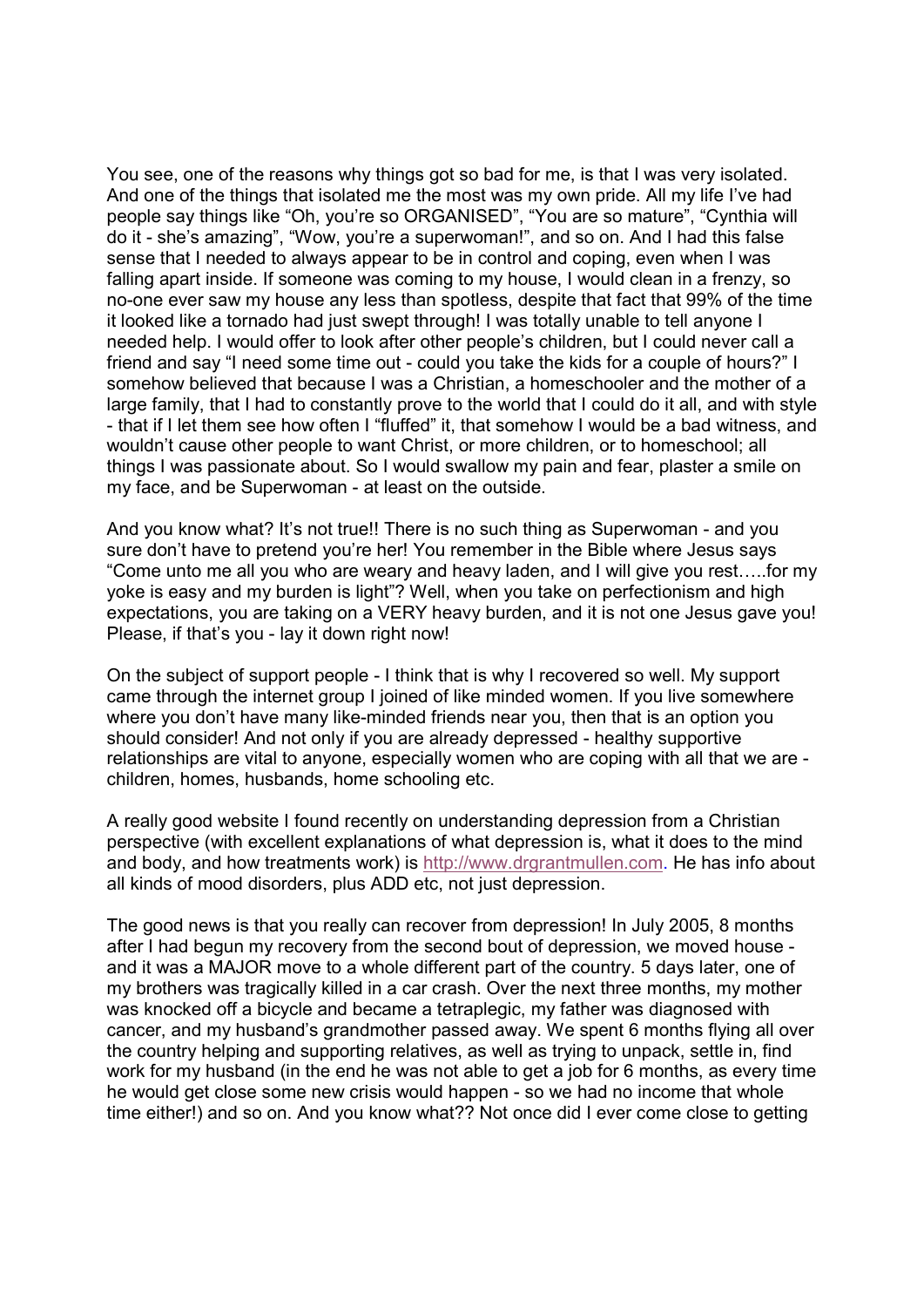You see, one of the reasons why things got so bad for me, is that I was very isolated. And one of the things that isolated me the most was my own pride. All my life I've had people say things like "Oh, you're so ORGANISED", "You are so mature", "Cynthia will do it - she's amazing", "Wow, you're a superwoman!", and so on. And I had this false sense that I needed to always appear to be in control and coping, even when I was falling apart inside. If someone was coming to my house, I would clean in a frenzy, so no-one ever saw my house any less than spotless, despite that fact that 99% of the time it looked like a tornado had just swept through! I was totally unable to tell anyone I needed help. I would offer to look after other people's children, but I could never call a friend and say "I need some time out - could you take the kids for a couple of hours?" I somehow believed that because I was a Christian, a homeschooler and the mother of a large family, that I had to constantly prove to the world that I could do it all, and with style - that if I let them see how often I "fluffed" it, that somehow I would be a bad witness, and wouldn't cause other people to want Christ, or more children, or to homeschool; all things I was passionate about. So I would swallow my pain and fear, plaster a smile on my face, and be Superwoman - at least on the outside.

And you know what? It's not true!! There is no such thing as Superwoman - and you sure don't have to pretend you're her! You remember in the Bible where Jesus says "Come unto me all you who are weary and heavy laden, and I will give you rest…..for my yoke is easy and my burden is light"? Well, when you take on perfectionism and high expectations, you are taking on a VERY heavy burden, and it is not one Jesus gave you! Please, if that's you - lay it down right now!

On the subject of support people - I think that is why I recovered so well. My support came through the internet group I joined of like minded women. If you live somewhere where you don't have many like-minded friends near you, then that is an option you should consider! And not only if you are already depressed - healthy supportive relationships are vital to anyone, especially women who are coping with all that we are - children, homes, husbands, home schooling etc.

A really good website I found recently on understanding depression from a Christian perspective (with excellent explanations of what depression is, what it does to the mind and body, and how treatments work) is http://www.drgrantmullen.com. He has info about all kinds of mood disorders, plus ADD etc, not just depression.

The good news is that you really can recover from depression! In July 2005, 8 months after I had begun my recovery from the second bout of depression, we moved house - and it was a MAJOR move to a whole different part of the country. 5 days later, one of my brothers was tragically killed in a car crash. Over the next three months, my mother was knocked off a bicycle and became a tetraplegic, my father was diagnosed with cancer, and my husband's grandmother passed away. We spent 6 months flying all over the country helping and supporting relatives, as well as trying to unpack, settle in, find work for my husband (in the end he was not able to get a job for 6 months, as every time he would get close some new crisis would happen - so we had no income that whole time either!) and so on. And you know what?? Not once did I ever come close to getting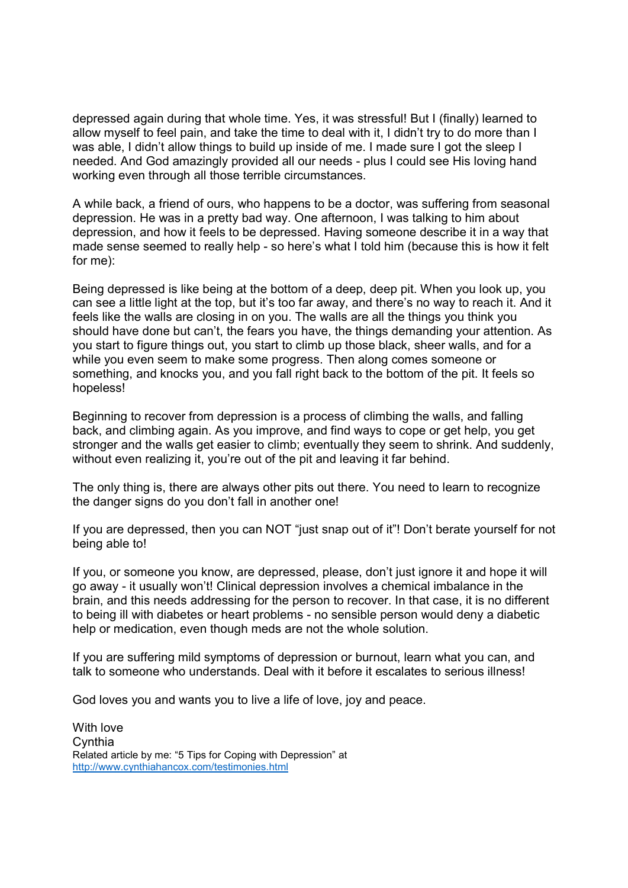depressed again during that whole time. Yes, it was stressful! But I (finally) learned to allow myself to feel pain, and take the time to deal with it, I didn't try to do more than I was able, I didn't allow things to build up inside of me. I made sure I got the sleep I needed. And God amazingly provided all our needs - plus I could see His loving hand working even through all those terrible circumstances.

A while back, a friend of ours, who happens to be a doctor, was suffering from seasonal depression. He was in a pretty bad way. One afternoon, I was talking to him about depression, and how it feels to be depressed. Having someone describe it in a way that made sense seemed to really help - so here's what I told him (because this is how it felt for me):

Being depressed is like being at the bottom of a deep, deep pit. When you look up, you can see a little light at the top, but it's too far away, and there's no way to reach it. And it feels like the walls are closing in on you. The walls are all the things you think you should have done but can't, the fears you have, the things demanding your attention. As you start to figure things out, you start to climb up those black, sheer walls, and for a while you even seem to make some progress. Then along comes someone or something, and knocks you, and you fall right back to the bottom of the pit. It feels so hopeless!

Beginning to recover from depression is a process of climbing the walls, and falling back, and climbing again. As you improve, and find ways to cope or get help, you get stronger and the walls get easier to climb; eventually they seem to shrink. And suddenly, without even realizing it, you're out of the pit and leaving it far behind.

The only thing is, there are always other pits out there. You need to learn to recognize the danger signs do you don't fall in another one!

If you are depressed, then you can NOT "just snap out of it"! Don't berate yourself for not being able to!

If you, or someone you know, are depressed, please, don't just ignore it and hope it will go away - it usually won't! Clinical depression involves a chemical imbalance in the brain, and this needs addressing for the person to recover. In that case, it is no different to being ill with diabetes or heart problems - no sensible person would deny a diabetic help or medication, even though meds are not the whole solution.

If you are suffering mild symptoms of depression or burnout, learn what you can, and talk to someone who understands. Deal with it before it escalates to serious illness!

God loves you and wants you to live a life of love, joy and peace.

With love
Cynthia
Related article by me: "5 Tips for Coping with Depression" at
http://www.cynthiahancox.com/testimonies.html